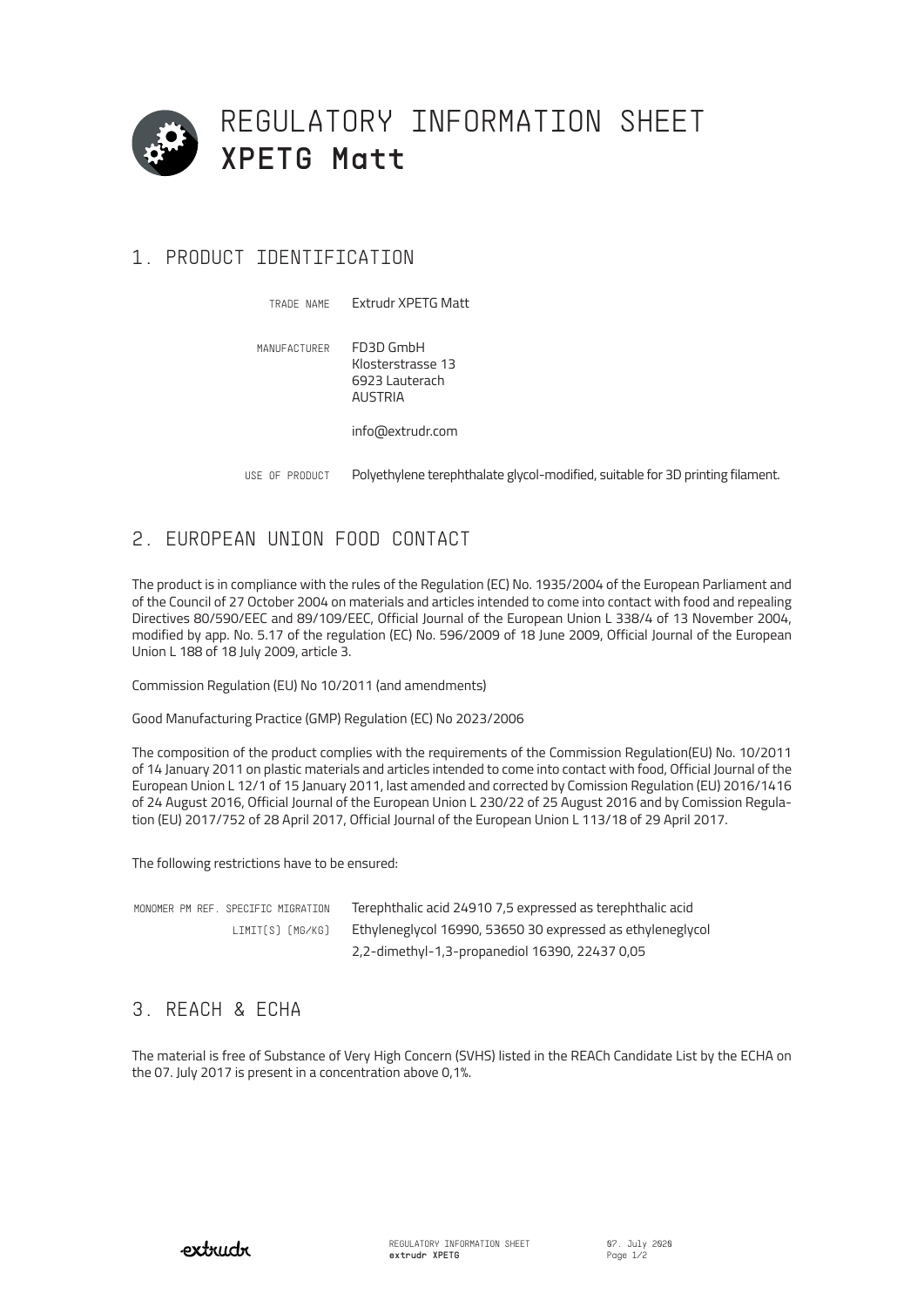# REGULATORY INFORMATION SHEET
# XPETG Matt

## 1. PRODUCT IDENTIFICATION

| | |
|---|---|
| TRADE NAME | Extrudr XPETG Matt |
| MANUFACTURER | FD3D GmbH<br>Klosterstrasse 13<br>6923 Lauterach<br>AUSTRIA<br><br>info@extrudr.com |
| USE OF PRODUCT | Polyethylene terephthalate glycol-modified, suitable for 3D printing filament. |

## 2. EUROPEAN UNION FOOD CONTACT

The product is in compliance with the rules of the Regulation (EC) No. 1935/2004 of the European Parliament and of the Council of 27 October 2004 on materials and articles intended to come into contact with food and repealing Directives 80/590/EEC and 89/109/EEC, Official Journal of the European Union L 338/4 of 13 November 2004, modified by app. No. 5.17 of the regulation (EC) No. 596/2009 of 18 June 2009, Official Journal of the European Union L 188 of 18 July 2009, article 3.

Commission Regulation (EU) No 10/2011 (and amendments)

Good Manufacturing Practice (GMP) Regulation (EC) No 2023/2006

The composition of the product complies with the requirements of the Commission Regulation(EU) No. 10/2011 of 14 January 2011 on plastic materials and articles intended to come into contact with food, Official Journal of the European Union L 12/1 of 15 January 2011, last amended and corrected by Comission Regulation (EU) 2016/1416 of 24 August 2016, Official Journal of the European Union L 230/22 of 25 August 2016 and by Comission Regulation (EU) 2017/752 of 28 April 2017, Official Journal of the European Union L 113/18 of 29 April 2017.

The following restrictions have to be ensured:

| | |
|---|---|
| MONOMER PM REF. SPECIFIC MIGRATION LIMIT(S) [MG/KG] | Terephthalic acid 24910 7,5 expressed as terephthalic acid<br>Ethyleneglycol 16990, 53650 30 expressed as ethyleneglycol<br>2,2-dimethyl-1,3-propanediol 16390, 22437 0,05 |

## 3. REACH & ECHA

The material is free of Substance of Very High Concern (SVHS) listed in the REACh Candidate List by the ECHA on the 07. July 2017 is present in a concentration above 0,1%.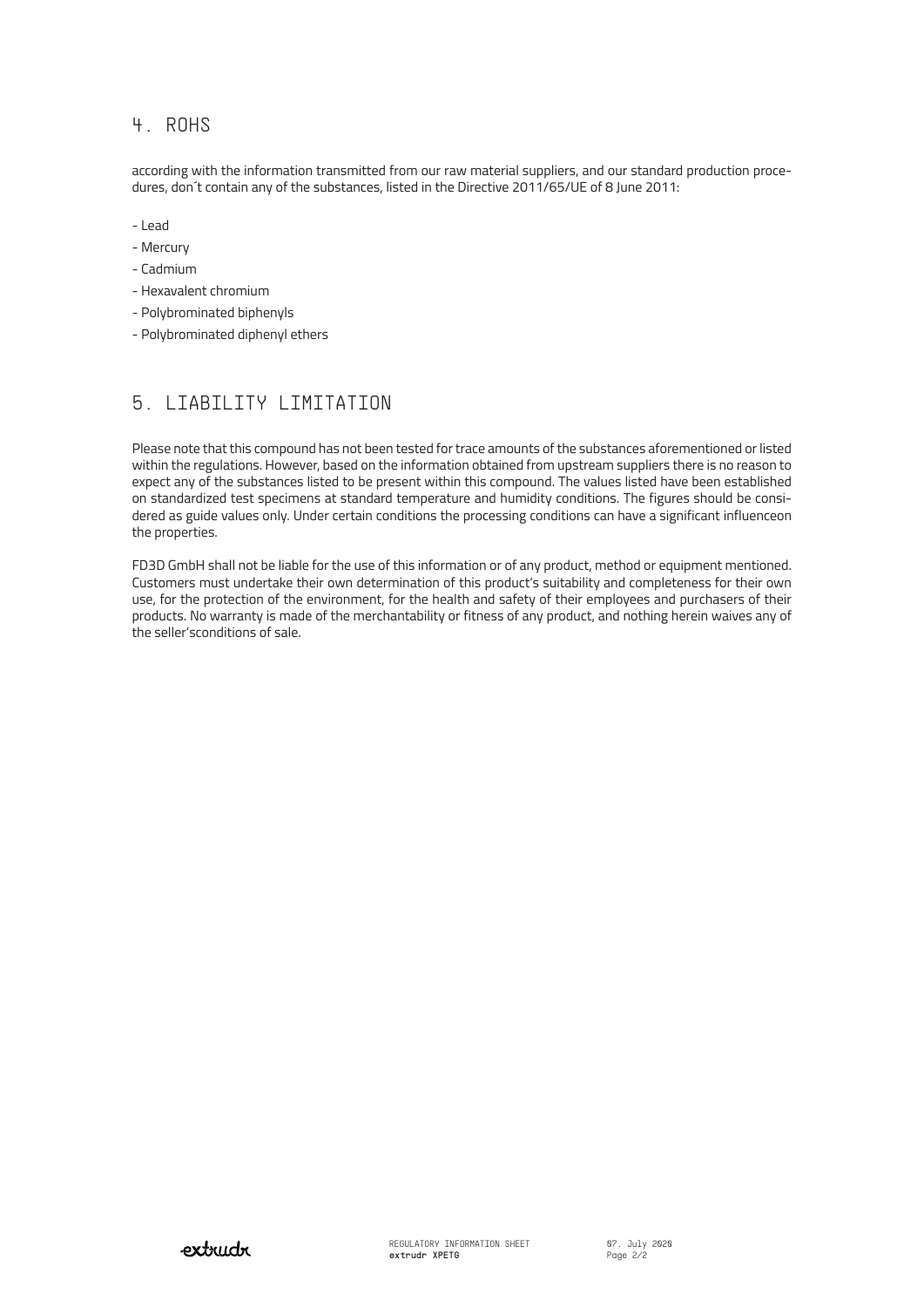## 4. ROHS

according with the information transmitted from our raw material suppliers, and our standard production procedures, don´t contain any of the substances, listed in the Directive 2011/65/UE of 8 June 2011:

- Lead
- Mercury
- Cadmium
- Hexavalent chromium
- Polybrominated biphenyls
- Polybrominated diphenyl ethers

## 5. LIABILITY LIMITATION

Please note that this compound has not been tested for trace amounts of the substances aforementioned or listed within the regulations. However, based on the information obtained from upstream suppliers there is no reason to expect any of the substances listed to be present within this compound. The values listed have been established on standardized test specimens at standard temperature and humidity conditions. The figures should be considered as guide values only. Under certain conditions the processing conditions can have a significant influenceon the properties.

FD3D GmbH shall not be liable for the use of this information or of any product, method or equipment mentioned. Customers must undertake their own determination of this product's suitability and completeness for their own use, for the protection of the environment, for the health and safety of their employees and purchasers of their products. No warranty is made of the merchantability or fitness of any product, and nothing herein waives any of the seller'sconditions of sale.